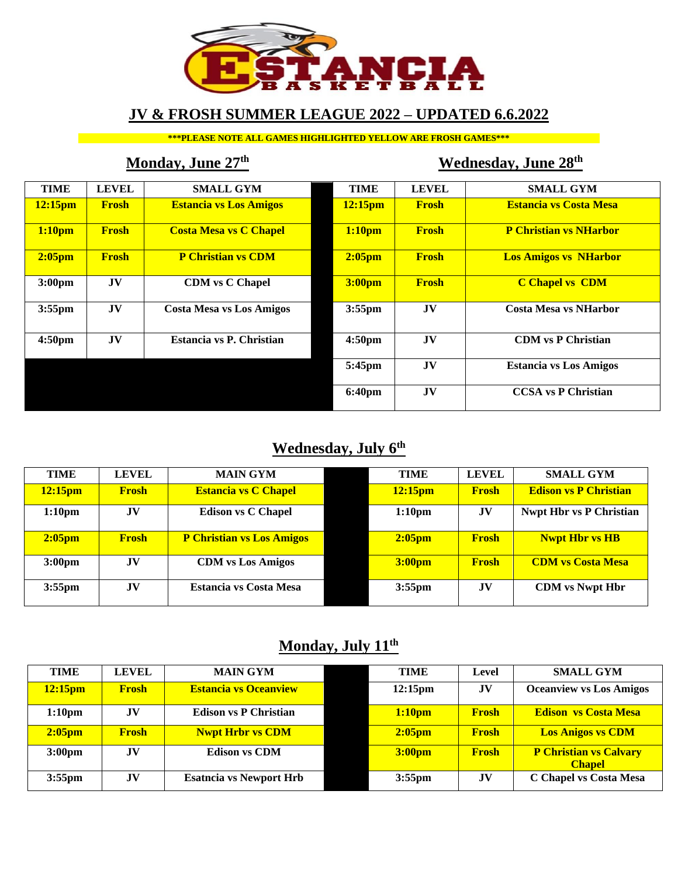# JV & FROSH SUMMER LEAGUE 2022 – UPDATED 6.6.2022

**\*\*\*PLEASE NOTE ALL GAMES HIGHLIGHTED YELLOW ARE FROSH GAMES\*\*\***

## Monday, June 27th

| TIME | LEVEL | SMALL GYM |
|---|---|---|
| 12:15pm | Frosh | Estancia vs Los Amigos |
| 1:10pm | Frosh | Costa Mesa vs C Chapel |
| 2:05pm | Frosh | P Christian vs CDM |
| 3:00pm | JV | CDM vs C Chapel |
| 3:55pm | JV | Costa Mesa vs Los Amigos |
| 4:50pm | JV | Estancia vs P. Christian |

## Wednesday, June 28th

| TIME | LEVEL | SMALL GYM |
|---|---|---|
| 12:15pm | Frosh | Estancia vs Costa Mesa |
| 1:10pm | Frosh | P Christian vs NHarbor |
| 2:05pm | Frosh | Los Amigos vs NHarbor |
| 3:00pm | Frosh | C Chapel vs CDM |
| 3:55pm | JV | Costa Mesa vs NHarbor |
| 4:50pm | JV | CDM vs P Christian |
| 5:45pm | JV | Estancia vs Los Amigos |
| 6:40pm | JV | CCSA vs P Christian |

## Wednesday, July 6th

| TIME | LEVEL | MAIN GYM | TIME | LEVEL | SMALL GYM |
|---|---|---|---|---|---|
| 12:15pm | Frosh | Estancia vs C Chapel | 12:15pm | Frosh | Edison vs P Christian |
| 1:10pm | JV | Edison vs C Chapel | 1:10pm | JV | Nwpt Hbr vs P Christian |
| 2:05pm | Frosh | P Christian vs Los Amigos | 2:05pm | Frosh | Nwpt Hbr vs HB |
| 3:00pm | JV | CDM vs Los Amigos | 3:00pm | Frosh | CDM vs Costa Mesa |
| 3:55pm | JV | Estancia vs Costa Mesa | 3:55pm | JV | CDM vs Nwpt Hbr |

## Monday, July 11th

| TIME | LEVEL | MAIN GYM | TIME | Level | SMALL GYM |
|---|---|---|---|---|---|
| 12:15pm | Frosh | Estancia vs Oceanview | 12:15pm | JV | Oceanview vs Los Amigos |
| 1:10pm | JV | Edison vs P Christian | 1:10pm | Frosh | Edison vs Costa Mesa |
| 2:05pm | Frosh | Nwpt Hrbr vs CDM | 2:05pm | Frosh | Los Anigos vs CDM |
| 3:00pm | JV | Edison vs CDM | 3:00pm | Frosh | P Christian vs Calvary Chapel |
| 3:55pm | JV | Esatncia vs Newport Hrb | 3:55pm | JV | C Chapel vs Costa Mesa |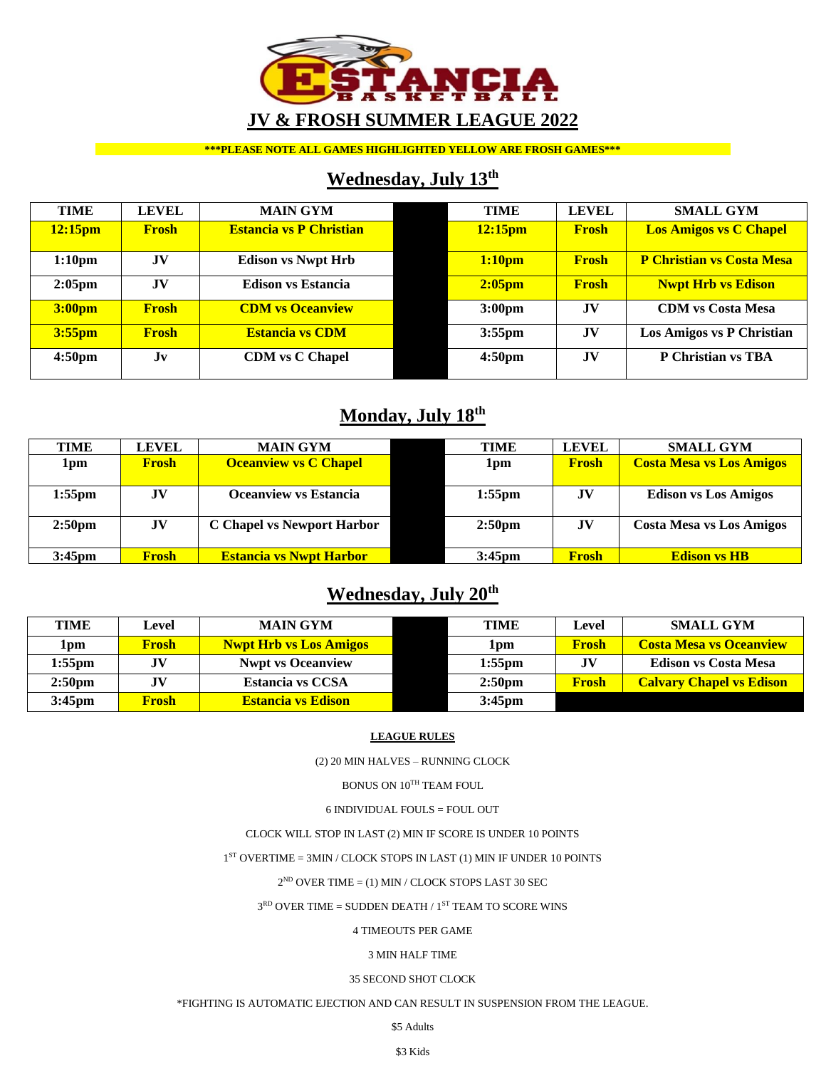# ESTANCIA BASKETBALL

## JV & FROSH SUMMER LEAGUE 2022

**\*\*\*PLEASE NOTE ALL GAMES HIGHLIGHTED YELLOW ARE FROSH GAMES\*\*\***

## Wednesday, July 13th

| TIME | LEVEL | MAIN GYM | | TIME | LEVEL | SMALL GYM |
|---|---|---|---|---|---|---|
| 12:15pm | Frosh | Estancia vs P Christian | | 12:15pm | Frosh | Los Amigos vs C Chapel |
| 1:10pm | JV | Edison vs Nwpt Hrb | | 1:10pm | Frosh | P Christian vs Costa Mesa |
| 2:05pm | JV | Edison vs Estancia | | 2:05pm | Frosh | Nwpt Hrb vs Edison |
| 3:00pm | Frosh | CDM vs Oceanview | | 3:00pm | JV | CDM vs Costa Mesa |
| 3:55pm | Frosh | Estancia vs CDM | | 3:55pm | JV | Los Amigos vs P Christian |
| 4:50pm | Jv | CDM vs C Chapel | | 4:50pm | JV | P Christian vs TBA |

## Monday, July 18th

| TIME | LEVEL | MAIN GYM | | TIME | LEVEL | SMALL GYM |
|---|---|---|---|---|---|---|
| 1pm | Frosh | Oceanview vs C Chapel | | 1pm | Frosh | Costa Mesa vs Los Amigos |
| 1:55pm | JV | Oceanview vs Estancia | | 1:55pm | JV | Edison vs Los Amigos |
| 2:50pm | JV | C Chapel vs Newport Harbor | | 2:50pm | JV | Costa Mesa vs Los Amigos |
| 3:45pm | Frosh | Estancia vs Nwpt Harbor | | 3:45pm | Frosh | Edison vs HB |

## Wednesday, July 20th

| TIME | Level | MAIN GYM | | TIME | Level | SMALL GYM |
|---|---|---|---|---|---|---|
| 1pm | Frosh | Nwpt Hrb vs Los Amigos | | 1pm | Frosh | Costa Mesa vs Oceanview |
| 1:55pm | JV | Nwpt vs Oceanview | | 1:55pm | JV | Edison vs Costa Mesa |
| 2:50pm | JV | Estancia vs CCSA | | 2:50pm | Frosh | Calvary Chapel vs Edison |
| 3:45pm | Frosh | Estancia vs Edison | | 3:45pm | | |

**LEAGUE RULES**

(2) 20 MIN HALVES – RUNNING CLOCK

BONUS ON 10TH TEAM FOUL

6 INDIVIDUAL FOULS = FOUL OUT

CLOCK WILL STOP IN LAST (2) MIN IF SCORE IS UNDER 10 POINTS

1ST OVERTIME = 3MIN / CLOCK STOPS IN LAST (1) MIN IF UNDER 10 POINTS

2ND OVER TIME = (1) MIN / CLOCK STOPS LAST 30 SEC

3RD OVER TIME = SUDDEN DEATH / 1ST TEAM TO SCORE WINS

4 TIMEOUTS PER GAME

3 MIN HALF TIME

35 SECOND SHOT CLOCK

*FIGHTING IS AUTOMATIC EJECTION AND CAN RESULT IN SUSPENSION FROM THE LEAGUE.

$5 Adults

$3 Kids